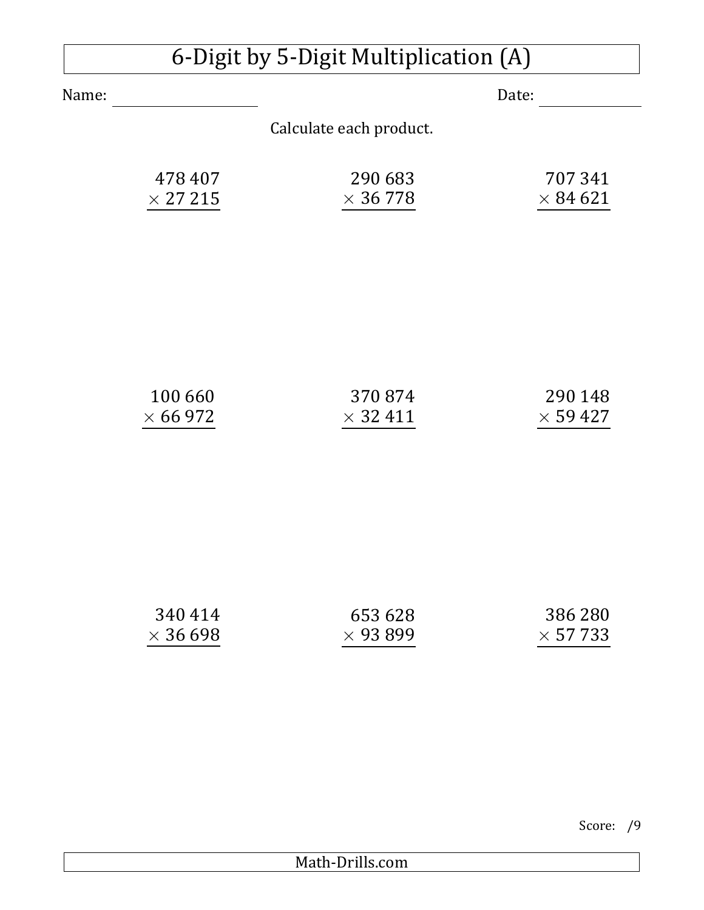# 6-Digit by 5-Digit Multiplication (A)

Name: ____________________ Date: ______________

Calculate each product.

$$\begin{array}{r} 478\,407 \\ \times\ 27\,215 \\ \hline \end{array}$$

$$\begin{array}{r} 290\,683 \\ \times\ 36\,778 \\ \hline \end{array}$$

$$\begin{array}{r} 707\,341 \\ \times\ 84\,621 \\ \hline \end{array}$$

$$\begin{array}{r} 100\,660 \\ \times\ 66\,972 \\ \hline \end{array}$$

$$\begin{array}{r} 370\,874 \\ \times\ 32\,411 \\ \hline \end{array}$$

$$\begin{array}{r} 290\,148 \\ \times\ 59\,427 \\ \hline \end{array}$$

$$\begin{array}{r} 340\,414 \\ \times\ 36\,698 \\ \hline \end{array}$$

$$\begin{array}{r} 653\,628 \\ \times\ 93\,899 \\ \hline \end{array}$$

$$\begin{array}{r} 386\,280 \\ \times\ 57\,733 \\ \hline \end{array}$$

Score: /9

Math-Drills.com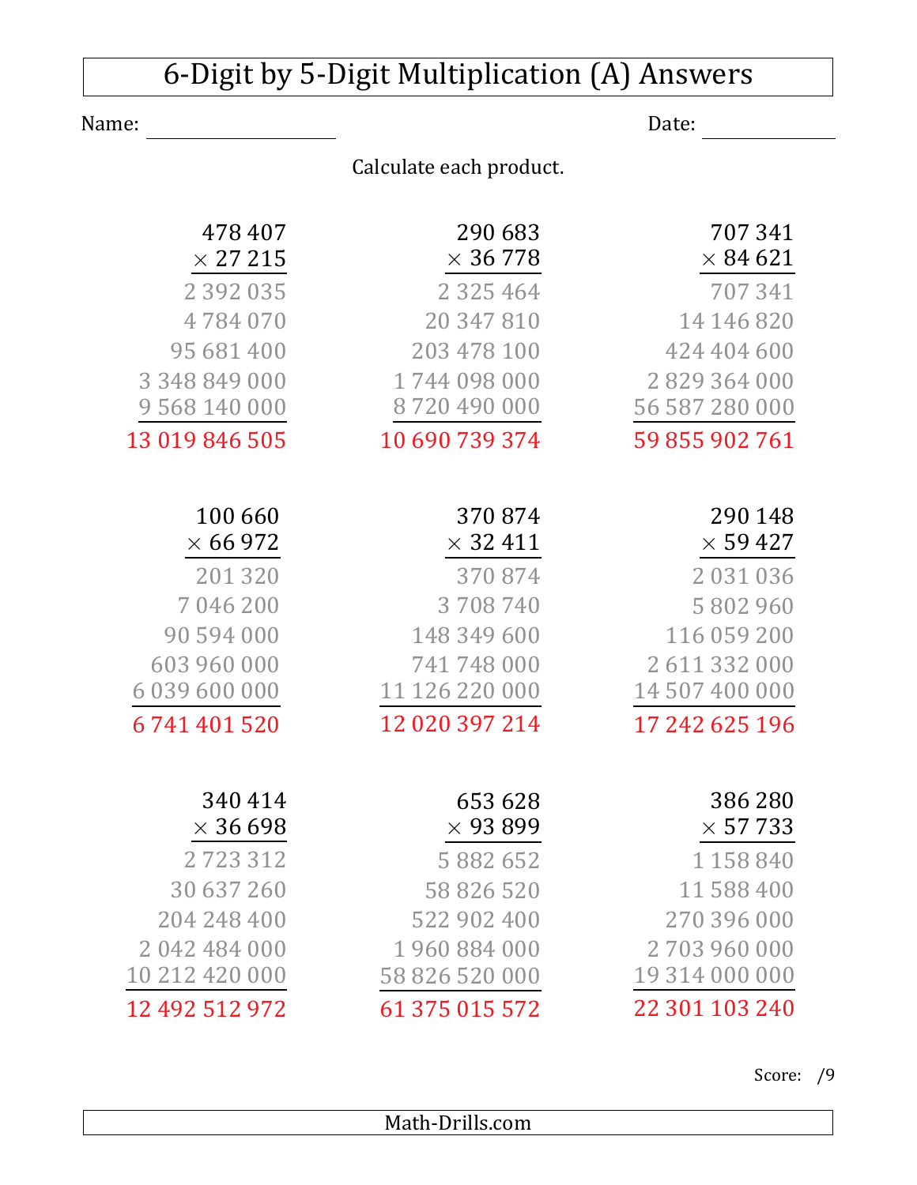# 6-Digit by 5-Digit Multiplication (A) Answers

Name: ____________________ Date: ______________

Calculate each product.

```
      478 407
    × 27 215
    2 392 035
    4 784 070
   95 681 400
 3 348 849 000
 9 568 140 000
13 019 846 505
```

```
      290 683
    × 36 778
    2 325 464
   20 347 810
  203 478 100
 1 744 098 000
 8 720 490 000
10 690 739 374
```

```
      707 341
    × 84 621
      707 341
   14 146 820
  424 404 600
 2 829 364 000
56 587 280 000
59 855 902 761
```

```
      100 660
    × 66 972
      201 320
    7 046 200
   90 594 000
  603 960 000
 6 039 600 000
 6 741 401 520
```

```
      370 874
    × 32 411
      370 874
    3 708 740
  148 349 600
  741 748 000
11 126 220 000
12 020 397 214
```

```
      290 148
    × 59 427
    2 031 036
    5 802 960
  116 059 200
 2 611 332 000
14 507 400 000
17 242 625 196
```

```
      340 414
    × 36 698
    2 723 312
   30 637 260
  204 248 400
 2 042 484 000
10 212 420 000
12 492 512 972
```

```
      653 628
    × 93 899
    5 882 652
   58 826 520
  522 902 400
 1 960 884 000
58 826 520 000
61 375 015 572
```

```
      386 280
    × 57 733
    1 158 840
   11 588 400
  270 396 000
 2 703 960 000
19 314 000 000
22 301 103 240
```

Score: /9

Math-Drills.com